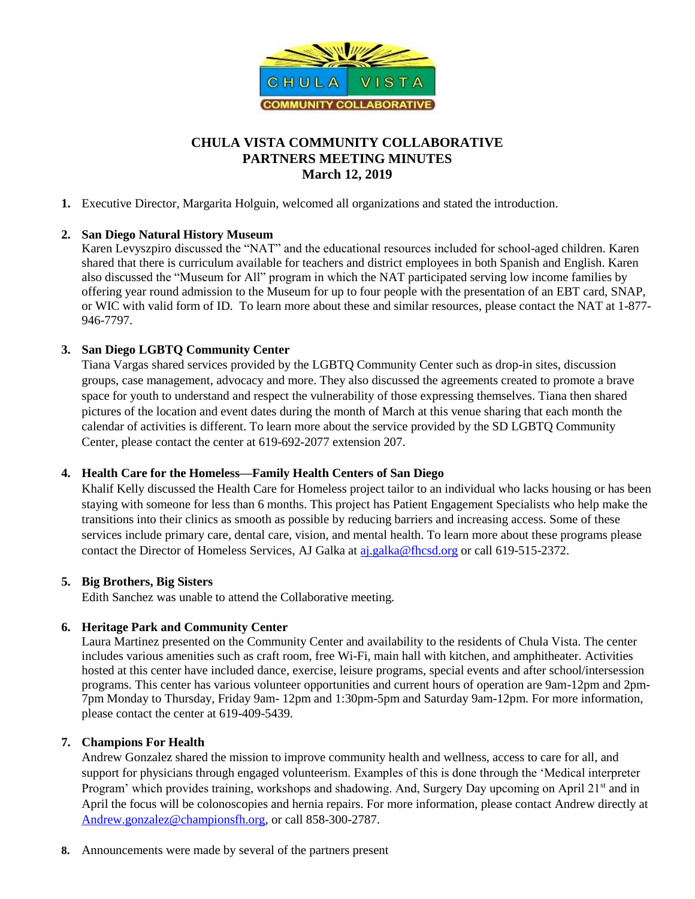# CHULA VISTA COMMUNITY COLLABORATIVE
## PARTNERS MEETING MINUTES
### March 12, 2019

1. Executive Director, Margarita Holguin, welcomed all organizations and stated the introduction.

2. **San Diego Natural History Museum**
   Karen Levyszpiro discussed the "NAT" and the educational resources included for school-aged children. Karen shared that there is curriculum available for teachers and district employees in both Spanish and English. Karen also discussed the "Museum for All" program in which the NAT participated serving low income families by offering year round admission to the Museum for up to four people with the presentation of an EBT card, SNAP, or WIC with valid form of ID. To learn more about these and similar resources, please contact the NAT at 1-877-946-7797.

3. **San Diego LGBTQ Community Center**
   Tiana Vargas shared services provided by the LGBTQ Community Center such as drop-in sites, discussion groups, case management, advocacy and more. They also discussed the agreements created to promote a brave space for youth to understand and respect the vulnerability of those expressing themselves. Tiana then shared pictures of the location and event dates during the month of March at this venue sharing that each month the calendar of activities is different. To learn more about the service provided by the SD LGBTQ Community Center, please contact the center at 619-692-2077 extension 207.

4. **Health Care for the Homeless—Family Health Centers of San Diego**
   Khalif Kelly discussed the Health Care for Homeless project tailor to an individual who lacks housing or has been staying with someone for less than 6 months. This project has Patient Engagement Specialists who help make the transitions into their clinics as smooth as possible by reducing barriers and increasing access. Some of these services include primary care, dental care, vision, and mental health. To learn more about these programs please contact the Director of Homeless Services, AJ Galka at aj.galka@fhcsd.org or call 619-515-2372.

5. **Big Brothers, Big Sisters**
   Edith Sanchez was unable to attend the Collaborative meeting.

6. **Heritage Park and Community Center**
   Laura Martinez presented on the Community Center and availability to the residents of Chula Vista. The center includes various amenities such as craft room, free Wi-Fi, main hall with kitchen, and amphitheater. Activities hosted at this center have included dance, exercise, leisure programs, special events and after school/intersession programs. This center has various volunteer opportunities and current hours of operation are 9am-12pm and 2pm-7pm Monday to Thursday, Friday 9am- 12pm and 1:30pm-5pm and Saturday 9am-12pm. For more information, please contact the center at 619-409-5439.

7. **Champions For Health**
   Andrew Gonzalez shared the mission to improve community health and wellness, access to care for all, and support for physicians through engaged volunteerism. Examples of this is done through the 'Medical interpreter Program' which provides training, workshops and shadowing. And, Surgery Day upcoming on April 21st and in April the focus will be colonoscopies and hernia repairs. For more information, please contact Andrew directly at Andrew.gonzalez@championsfh.org, or call 858-300-2787.

8. Announcements were made by several of the partners present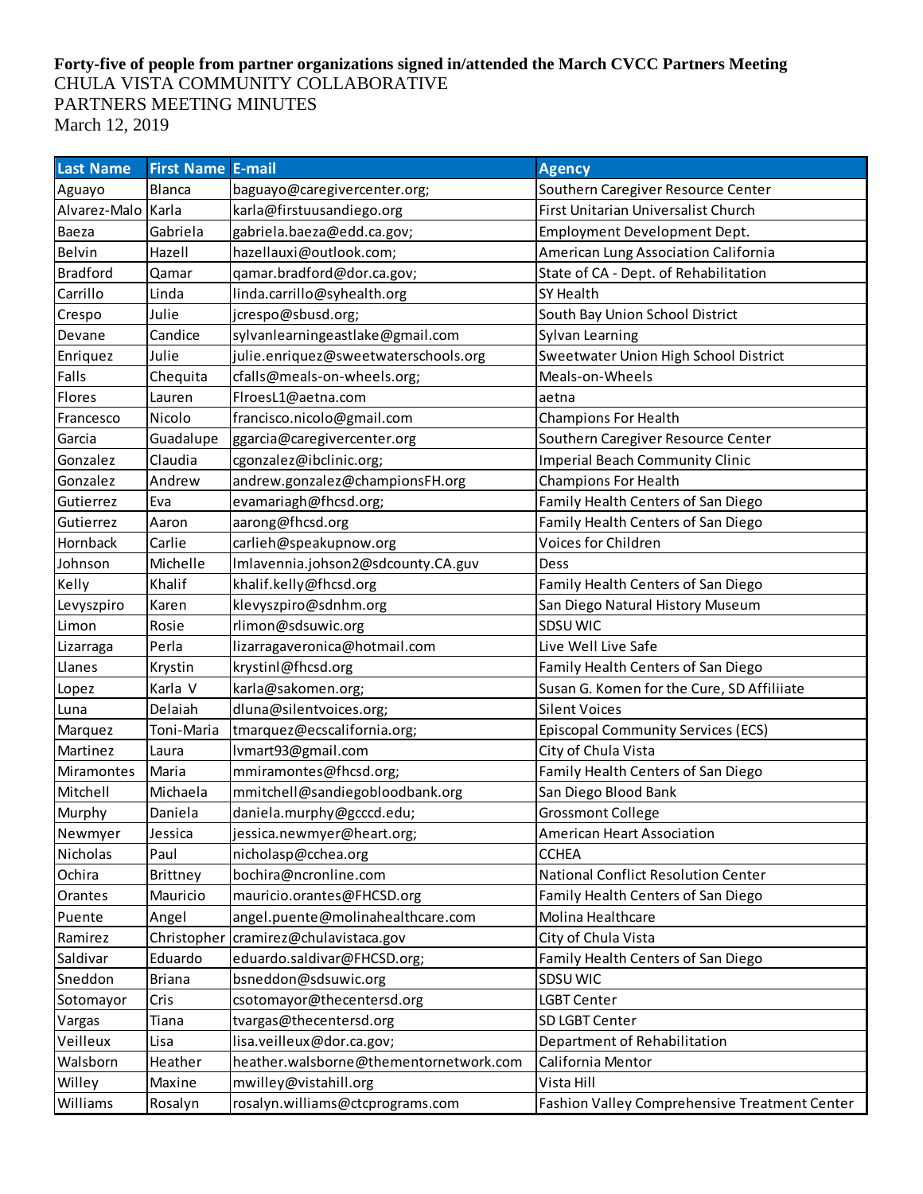**Forty-five of people from partner organizations signed in/attended the March CVCC Partners Meeting**

CHULA VISTA COMMUNITY COLLABORATIVE
PARTNERS MEETING MINUTES
March 12, 2019

| Last Name | First Name | E-mail | Agency |
|---|---|---|---|
| Aguayo | Blanca | baguayo@caregivercenter.org; | Southern Caregiver Resource Center |
| Alvarez-Malo | Karla | karla@firstuusandiego.org | First Unitarian Universalist Church |
| Baeza | Gabriela | gabriela.baeza@edd.ca.gov; | Employment Development Dept. |
| Belvin | Hazell | hazellauxi@outlook.com; | American Lung Association California |
| Bradford | Qamar | qamar.bradford@dor.ca.gov; | State of CA - Dept. of Rehabilitation |
| Carrillo | Linda | linda.carrillo@syhealth.org | SY Health |
| Crespo | Julie | jcrespo@sbusd.org; | South Bay Union School District |
| Devane | Candice | sylvanlearningeastlake@gmail.com | Sylvan Learning |
| Enriquez | Julie | julie.enriquez@sweetwaterschools.org | Sweetwater Union High School District |
| Falls | Chequita | cfalls@meals-on-wheels.org; | Meals-on-Wheels |
| Flores | Lauren | FlroesL1@aetna.com | aetna |
| Francesco | Nicolo | francisco.nicolo@gmail.com | Champions For Health |
| Garcia | Guadalupe | ggarcia@caregivercenter.org | Southern Caregiver Resource Center |
| Gonzalez | Claudia | cgonzalez@ibclinic.org; | Imperial Beach Community Clinic |
| Gonzalez | Andrew | andrew.gonzalez@championsFH.org | Champions For Health |
| Gutierrez | Eva | evamariagh@fhcsd.org; | Family Health Centers of San Diego |
| Gutierrez | Aaron | aarong@fhcsd.org | Family Health Centers of San Diego |
| Hornback | Carlie | carlieh@speakupnow.org | Voices for Children |
| Johnson | Michelle | lmlavennia.johson2@sdcounty.CA.guv | Dess |
| Kelly | Khalif | khalif.kelly@fhcsd.org | Family Health Centers of San Diego |
| Levyszpiro | Karen | klevyszpiro@sdnhm.org | San Diego Natural History Museum |
| Limon | Rosie | rlimon@sdsuwic.org | SDSU WIC |
| Lizarraga | Perla | lizarragaveronica@hotmail.com | Live Well Live Safe |
| Llanes | Krystin | krystinl@fhcsd.org | Family Health Centers of San Diego |
| Lopez | Karla V | karla@sakomen.org; | Susan G. Komen for the Cure, SD Affiliiate |
| Luna | Delaiah | dluna@silentvoices.org; | Silent Voices |
| Marquez | Toni-Maria | tmarquez@ecscalifornia.org; | Episcopal Community Services (ECS) |
| Martinez | Laura | lvmart93@gmail.com | City of Chula Vista |
| Miramontes | Maria | mmiramontes@fhcsd.org; | Family Health Centers of San Diego |
| Mitchell | Michaela | mmitchell@sandiegobloodbank.org | San Diego Blood Bank |
| Murphy | Daniela | daniela.murphy@gcccd.edu; | Grossmont College |
| Newmyer | Jessica | jessica.newmyer@heart.org; | American Heart Association |
| Nicholas | Paul | nicholasp@cchea.org | CCHEA |
| Ochira | Brittney | bochira@ncronline.com | National Conflict Resolution Center |
| Orantes | Mauricio | mauricio.orantes@FHCSD.org | Family Health Centers of San Diego |
| Puente | Angel | angel.puente@molinahealthcare.com | Molina Healthcare |
| Ramirez | Christopher | cramirez@chulavistaca.gov | City of Chula Vista |
| Saldivar | Eduardo | eduardo.saldivar@FHCSD.org; | Family Health Centers of San Diego |
| Sneddon | Briana | bsneddon@sdsuwic.org | SDSU WIC |
| Sotomayor | Cris | csotomayor@thecentersd.org | LGBT Center |
| Vargas | Tiana | tvargas@thecentersd.org | SD LGBT Center |
| Veilleux | Lisa | lisa.veilleux@dor.ca.gov; | Department of Rehabilitation |
| Walsborn | Heather | heather.walsborne@thementornetwork.com | California Mentor |
| Willey | Maxine | mwilley@vistahill.org | Vista Hill |
| Williams | Rosalyn | rosalyn.williams@ctcprograms.com | Fashion Valley Comprehensive Treatment Center |